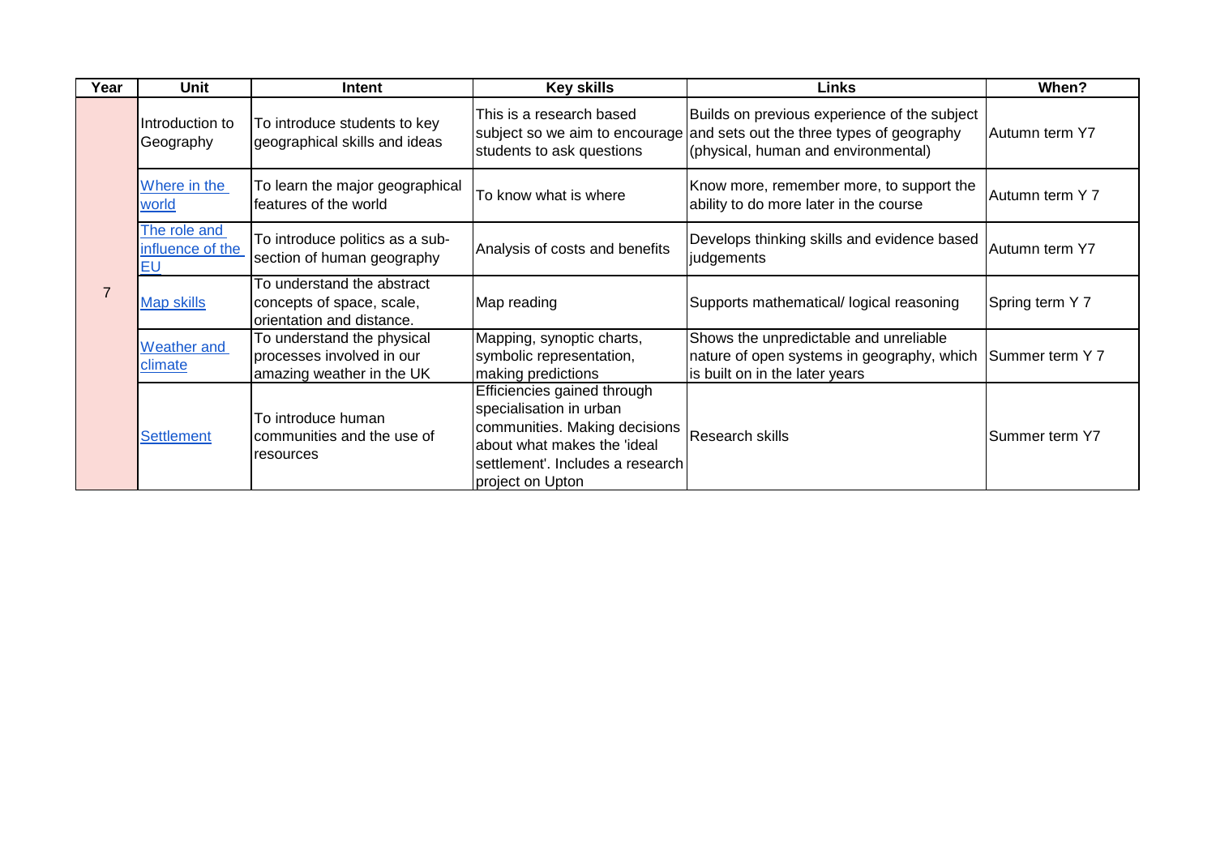| Year | Unit | Intent | Key skills | Links | When? |
|---|---|---|---|---|---|
| 7 | Introduction to Geography | To introduce students to key geographical skills and ideas | This is a research based subject so we aim to encourage students to ask questions | Builds on previous experience of the subject and sets out the three types of geography (physical, human and environmental) | Autumn term Y7 |
| | Where in the world | To learn the major geographical features of the world | To know what is where | Know more, remember more, to support the ability to do more later in the course | Autumn term Y 7 |
| | The role and influence of the EU | To introduce politics as a sub-section of human geography | Analysis of costs and benefits | Develops thinking skills and evidence based judgements | Autumn term Y7 |
| | Map skills | To understand the abstract concepts of space, scale, orientation and distance. | Map reading | Supports mathematical/ logical reasoning | Spring term Y 7 |
| | Weather and climate | To understand the physical processes involved in our amazing weather in the UK | Mapping, synoptic charts, symbolic representation, making predictions | Shows the unpredictable and unreliable nature of open systems in geography, which is built on in the later years | Summer term Y 7 |
| | Settlement | To introduce human communities and the use of resources | Efficiencies gained through specialisation in urban communities. Making decisions about what makes the 'ideal settlement'. Includes a research project on Upton | Research skills | Summer term Y7 |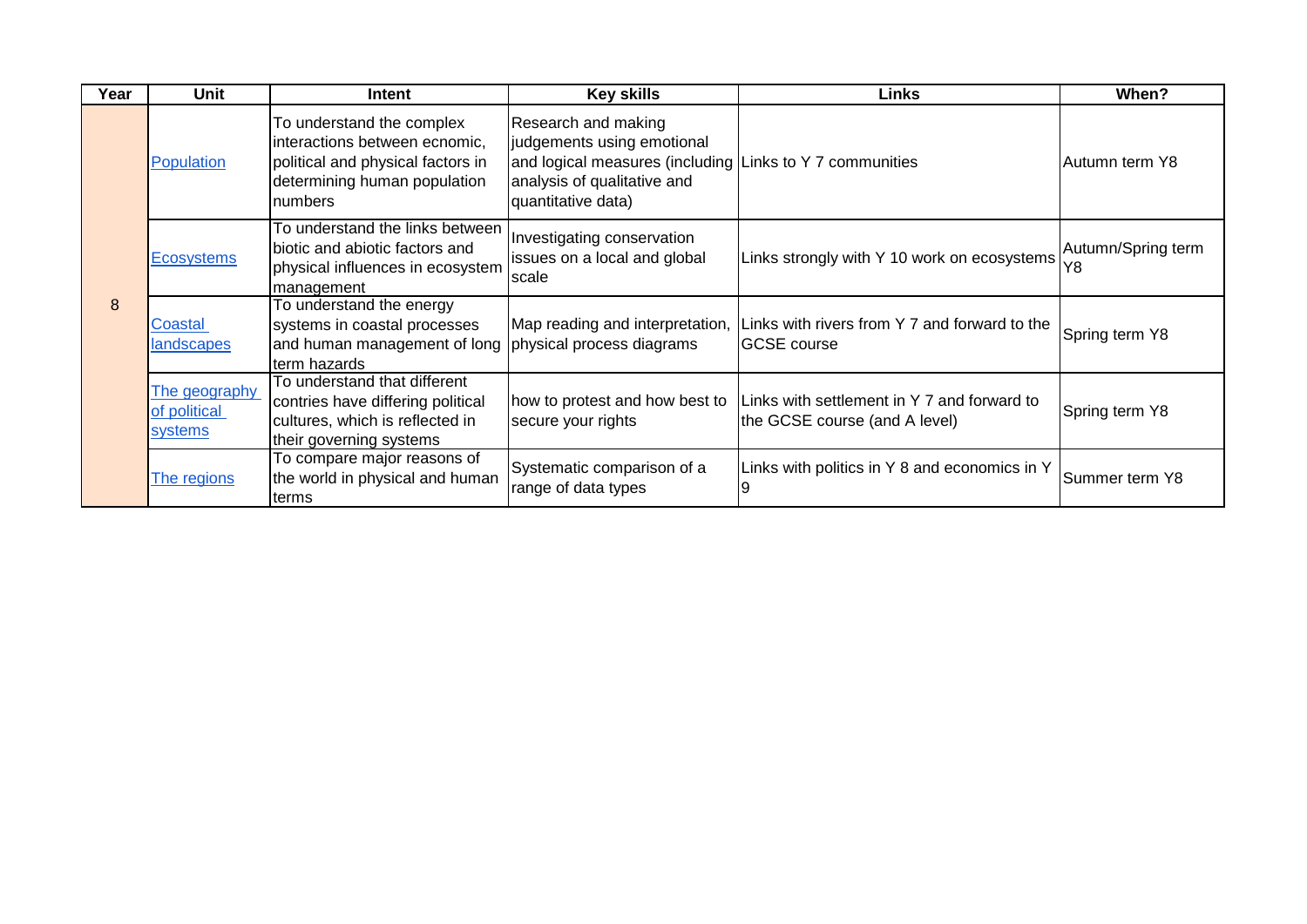| Year | Unit | Intent | Key skills | Links | When? |
|---|---|---|---|---|---|
| 8 | Population | To understand the complex interactions between ecnomic, political and physical factors in determining human population numbers | Research and making judgements using emotional and logical measures (including analysis of qualitative and quantitative data) | Links to Y 7 communities | Autumn term Y8 |
| | Ecosystems | To understand the links between biotic and abiotic factors and physical influences in ecosystem management | Investigating conservation issues on a local and global scale | Links strongly with Y 10 work on ecosystems | Autumn/Spring term Y8 |
| | Coastal landscapes | To understand the energy systems in coastal processes and human management of long term hazards | Map reading and interpretation, physical process diagrams | Links with rivers from Y 7 and forward to the GCSE course | Spring term Y8 |
| | The geography of political systems | To understand that different contries have differing political cultures, which is reflected in their governing systems | how to protest and how best to secure your rights | Links with settlement in Y 7 and forward to the GCSE course (and A level) | Spring term Y8 |
| | The regions | To compare major reasons of the world in physical and human terms | Systematic comparison of a range of data types | Links with politics in Y 8 and economics in Y 9 | Summer term Y8 |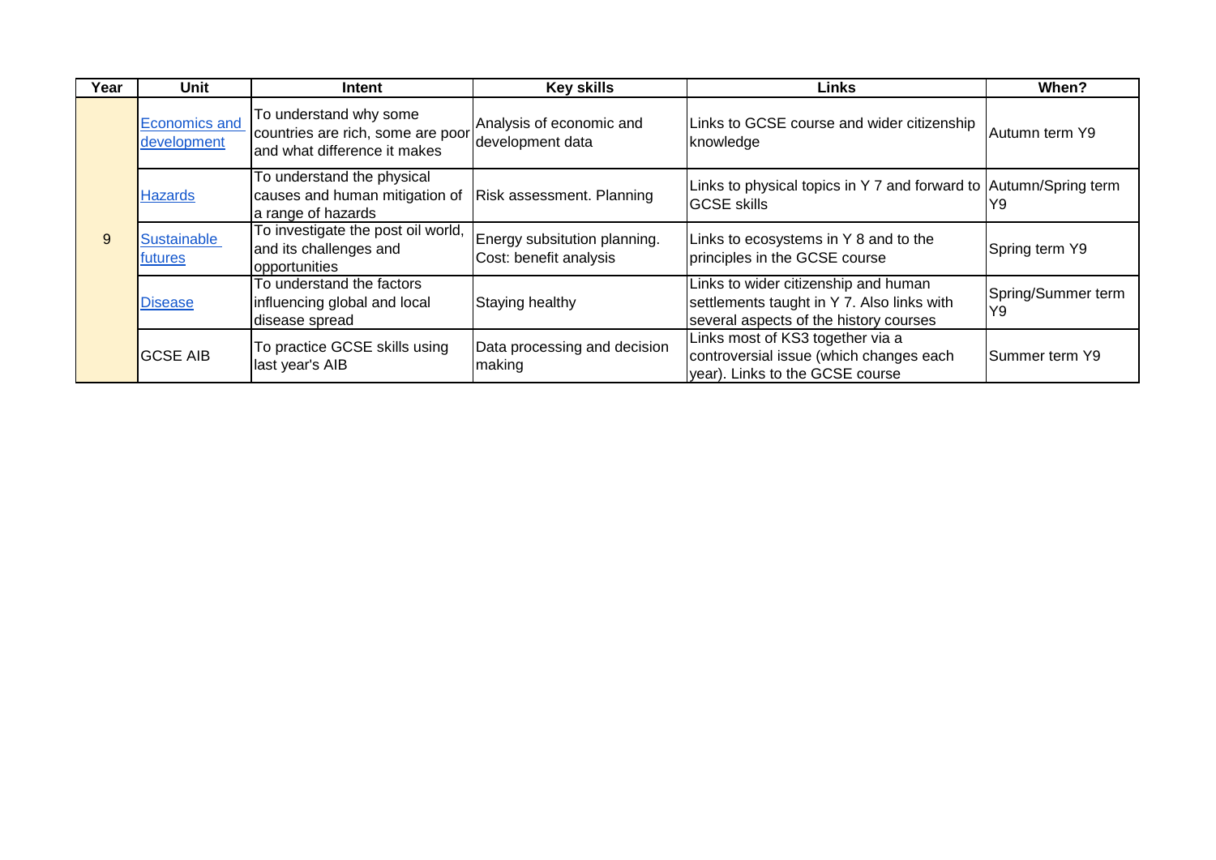| Year | Unit | Intent | Key skills | Links | When? |
|---|---|---|---|---|---|
| 9 | Economics and development | To understand why some countries are rich, some are poor and what difference it makes | Analysis of economic and development data | Links to GCSE course and wider citizenship knowledge | Autumn term Y9 |
| | Hazards | To understand the physical causes and human mitigation of a range of hazards | Risk assessment. Planning | Links to physical topics in Y 7 and forward to GCSE skills | Autumn/Spring term Y9 |
| | Sustainable futures | To investigate the post oil world, and its challenges and opportunities | Energy subsitution planning. Cost: benefit analysis | Links to ecosystems in Y 8 and to the principles in the GCSE course | Spring term Y9 |
| | Disease | To understand the factors influencing global and local disease spread | Staying healthy | Links to wider citizenship and human settlements taught in Y 7. Also links with several aspects of the history courses | Spring/Summer term Y9 |
| | GCSE AIB | To practice GCSE skills using last year's AIB | Data processing and decision making | Links most of KS3 together via a controversial issue (which changes each year). Links to the GCSE course | Summer term Y9 |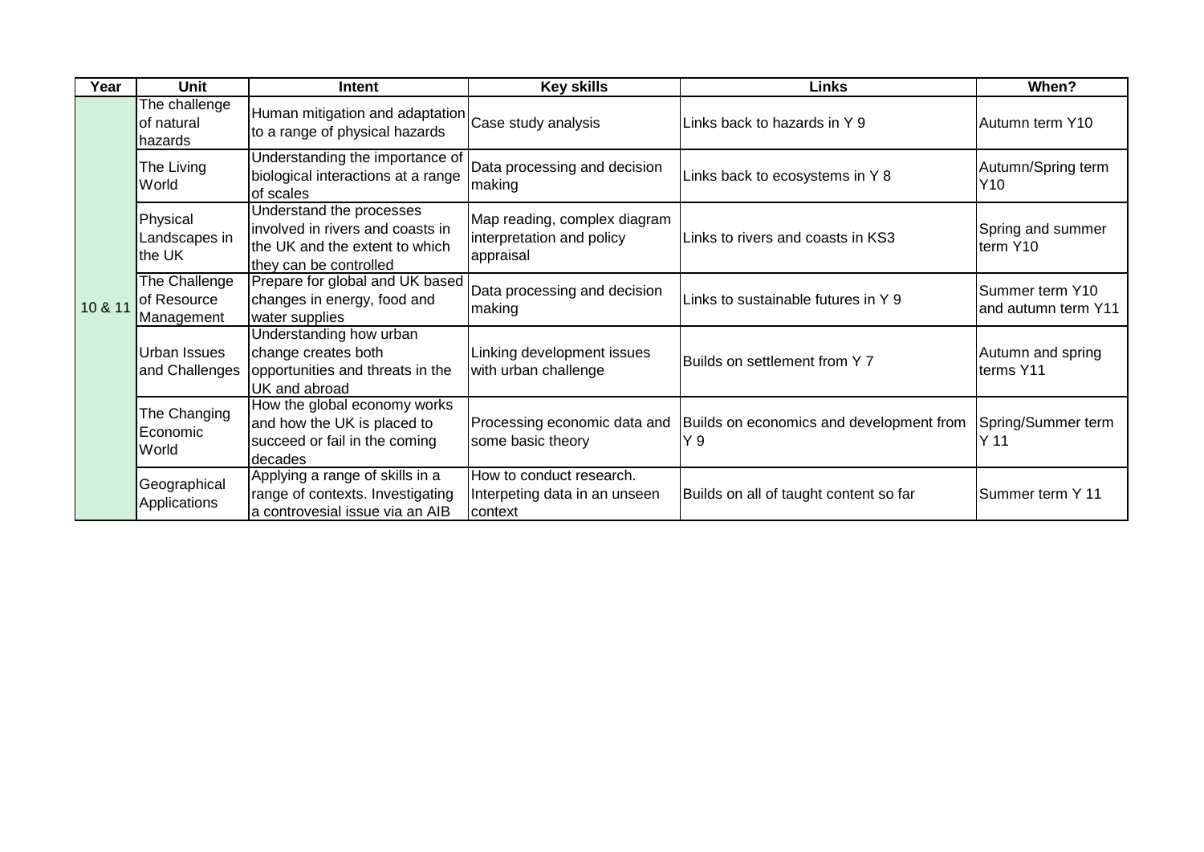| Year | Unit | Intent | Key skills | Links | When? |
| --- | --- | --- | --- | --- | --- |
| 10 & 11 | The challenge of natural hazards | Human mitigation and adaptation to a range of physical hazards | Case study analysis | Links back to hazards in Y 9 | Autumn term Y10 |
| | The Living World | Understanding the importance of biological interactions at a range of scales | Data processing and decision making | Links back to ecosystems in Y 8 | Autumn/Spring term Y10 |
| | Physical Landscapes in the UK | Understand the processes involved in rivers and coasts in the UK and the extent to which they can be controlled | Map reading, complex diagram interpretation and policy appraisal | Links to rivers and coasts in KS3 | Spring and summer term Y10 |
| | The Challenge of Resource Management | Prepare for global and UK based changes in energy, food and water supplies | Data processing and decision making | Links to sustainable futures in Y 9 | Summer term Y10 and autumn term Y11 |
| | Urban Issues and Challenges | Understanding how urban change creates both opportunities and threats in the UK and abroad | Linking development issues with urban challenge | Builds on settlement from Y 7 | Autumn and spring terms Y11 |
| | The Changing Economic World | How the global economy works and how the UK is placed to succeed or fail in the coming decades | Processing economic data and some basic theory | Builds on economics and development from Y 9 | Spring/Summer term Y 11 |
| | Geographical Applications | Applying a range of skills in a range of contexts. Investigating a controvesial issue via an AIB | How to conduct research. Interpeting data in an unseen context | Builds on all of taught content so far | Summer term Y 11 |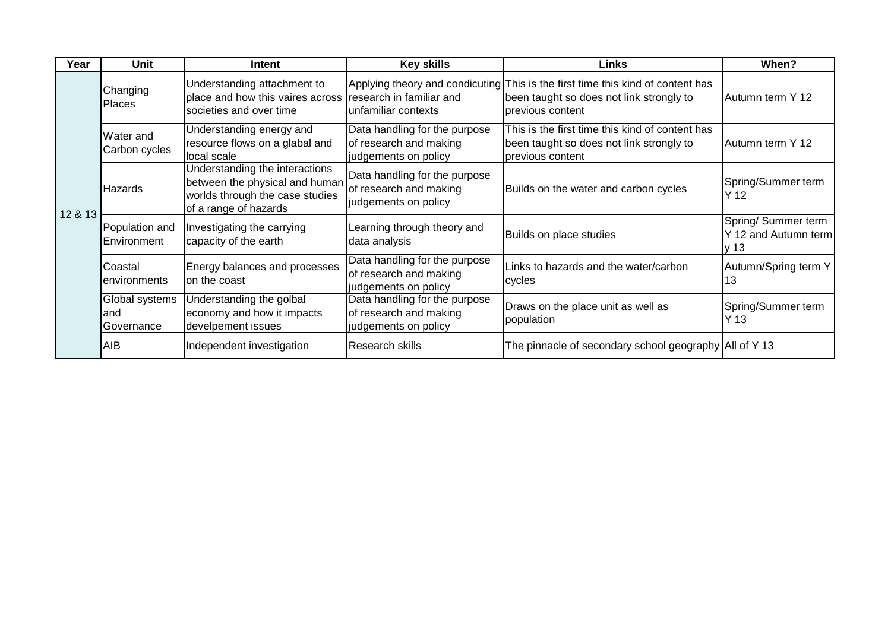| Year | Unit | Intent | Key skills | Links | When? |
|---|---|---|---|---|---|
| 12 & 13 | Changing Places | Understanding attachment to place and how this vaires across societies and over time | Applying theory and condicuting research in familiar and unfamiliar contexts | This is the first time this kind of content has been taught so does not link strongly to previous content | Autumn term Y 12 |
| | Water and Carbon cycles | Understanding energy and resource flows on a glabal and local scale | Data handling for the purpose of research and making judgements on policy | This is the first time this kind of content has been taught so does not link strongly to previous content | Autumn term Y 12 |
| | Hazards | Understanding the interactions between the physical and human worlds through the case studies of a range of hazards | Data handling for the purpose of research and making judgements on policy | Builds on the water and carbon cycles | Spring/Summer term Y 12 |
| | Population and Environment | Investigating the carrying capacity of the earth | Learning through theory and data analysis | Builds on place studies | Spring/ Summer term Y 12 and Autumn term y 13 |
| | Coastal environments | Energy balances and processes on the coast | Data handling for the purpose of research and making judgements on policy | Links to hazards and the water/carbon cycles | Autumn/Spring term Y 13 |
| | Global systems and Governance | Understanding the golbal economy and how it impacts develepement issues | Data handling for the purpose of research and making judgements on policy | Draws on the place unit as well as population | Spring/Summer term Y 13 |
| | AIB | Independent investigation | Research skills | The pinnacle of secondary school geography | All of Y 13 |